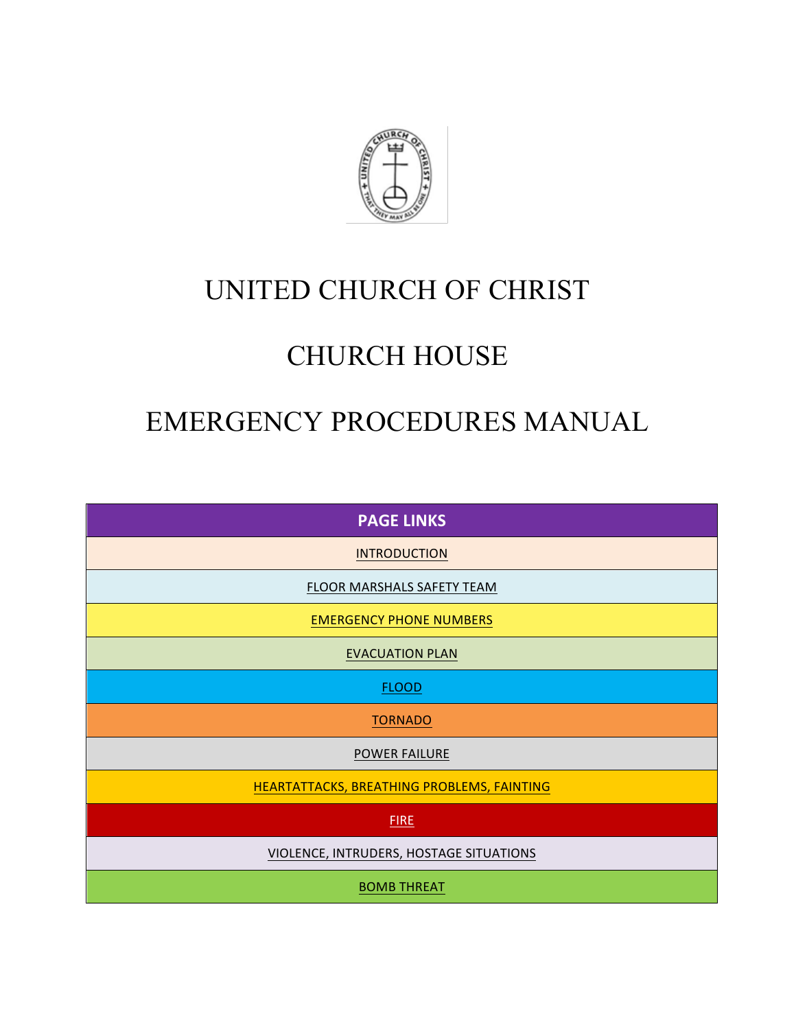# UNITED CHURCH OF CHRIST

# CHURCH HOUSE

# EMERGENCY PROCEDURES MANUAL

| PAGE LINKS |
| --- |
| INTRODUCTION |
| FLOOR MARSHALS SAFETY TEAM |
| EMERGENCY PHONE NUMBERS |
| EVACUATION PLAN |
| FLOOD |
| TORNADO |
| POWER FAILURE |
| HEARTATTACKS, BREATHING PROBLEMS, FAINTING |
| FIRE |
| VIOLENCE, INTRUDERS, HOSTAGE SITUATIONS |
| BOMB THREAT |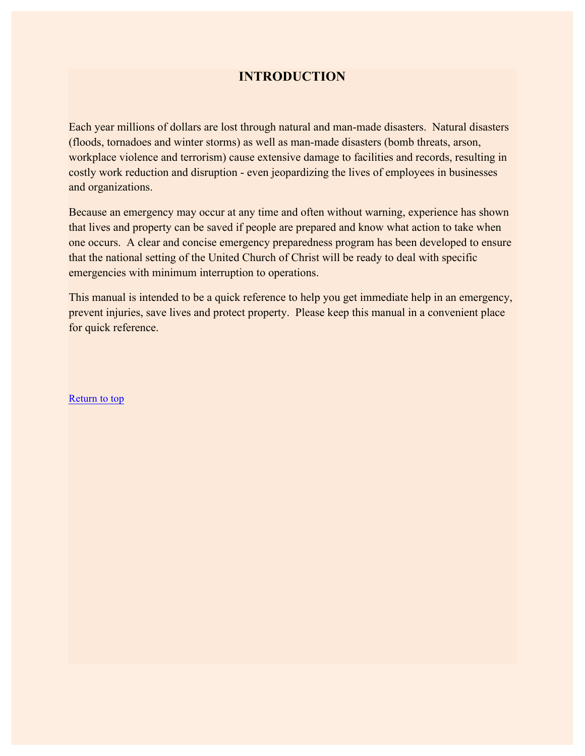# INTRODUCTION

Each year millions of dollars are lost through natural and man-made disasters. Natural disasters (floods, tornadoes and winter storms) as well as man-made disasters (bomb threats, arson, workplace violence and terrorism) cause extensive damage to facilities and records, resulting in costly work reduction and disruption - even jeopardizing the lives of employees in businesses and organizations.

Because an emergency may occur at any time and often without warning, experience has shown that lives and property can be saved if people are prepared and know what action to take when one occurs. A clear and concise emergency preparedness program has been developed to ensure that the national setting of the United Church of Christ will be ready to deal with specific emergencies with minimum interruption to operations.

This manual is intended to be a quick reference to help you get immediate help in an emergency, prevent injuries, save lives and protect property. Please keep this manual in a convenient place for quick reference.

Return to top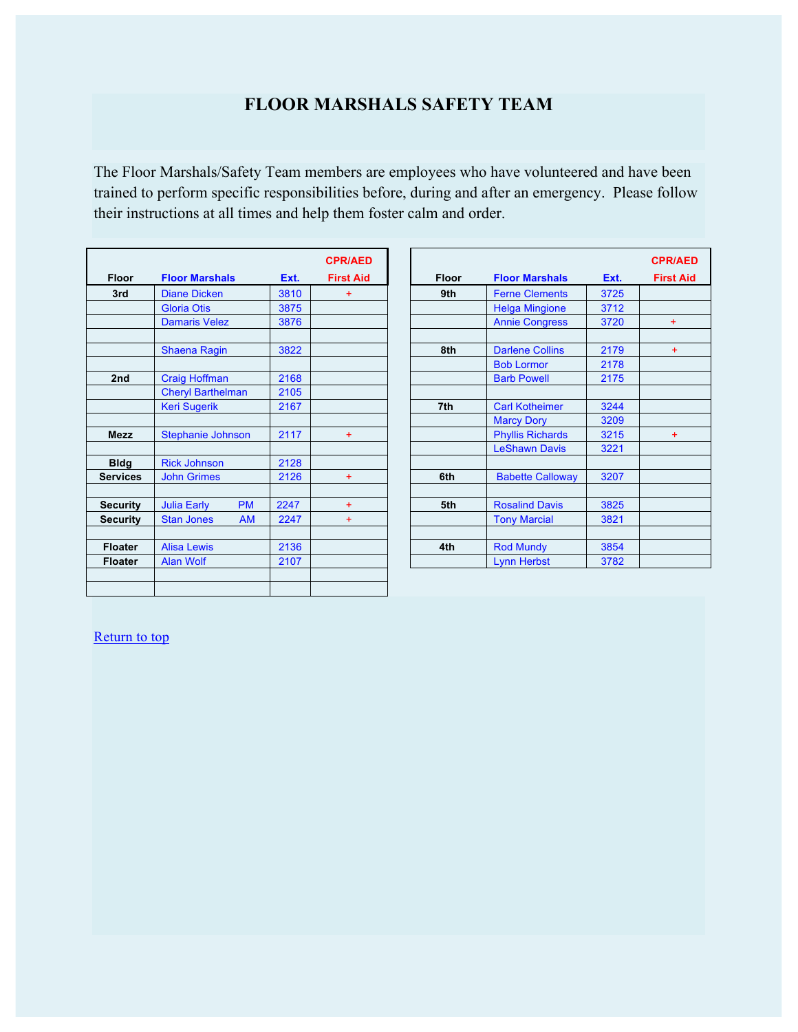# FLOOR MARSHALS SAFETY TEAM

The Floor Marshals/Safety Team members are employees who have volunteered and have been trained to perform specific responsibilities before, during and after an emergency. Please follow their instructions at all times and help them foster calm and order.

| Floor | Floor Marshals | Ext. | CPR/AED First Aid |
|---|---|---|---|
| 3rd | Diane Dicken | 3810 | + |
| | Gloria Otis | 3875 | |
| | Damaris Velez | 3876 | |
| | | | |
| | Shaena Ragin | 3822 | |
| | | | |
| 2nd | Craig Hoffman | 2168 | |
| | Cheryl Barthelman | 2105 | |
| | Keri Sugerik | 2167 | |
| | | | |
| Mezz | Stephanie Johnson | 2117 | + |
| | | | |
| Bldg | Rick Johnson | 2128 | |
| Services | John Grimes | 2126 | + |
| | | | |
| Security | Julia Early PM | 2247 | + |
| Security | Stan Jones AM | 2247 | + |
| | | | |
| Floater | Alisa Lewis | 2136 | |
| Floater | Alan Wolf | 2107 | |

| Floor | Floor Marshals | Ext. | CPR/AED First Aid |
|---|---|---|---|
| 9th | Ferne Clements | 3725 | |
| | Helga Mingione | 3712 | |
| | Annie Congress | 3720 | + |
| | | | |
| 8th | Darlene Collins | 2179 | + |
| | Bob Lormor | 2178 | |
| | Barb Powell | 2175 | |
| | | | |
| 7th | Carl Kotheimer | 3244 | |
| | Marcy Dory | 3209 | |
| | Phyllis Richards | 3215 | + |
| | LeShawn Davis | 3221 | |
| | | | |
| 6th | Babette Calloway | 3207 | |
| | | | |
| 5th | Rosalind Davis | 3825 | |
| | Tony Marcial | 3821 | |
| | | | |
| 4th | Rod Mundy | 3854 | |
| | Lynn Herbst | 3782 | |

Return to top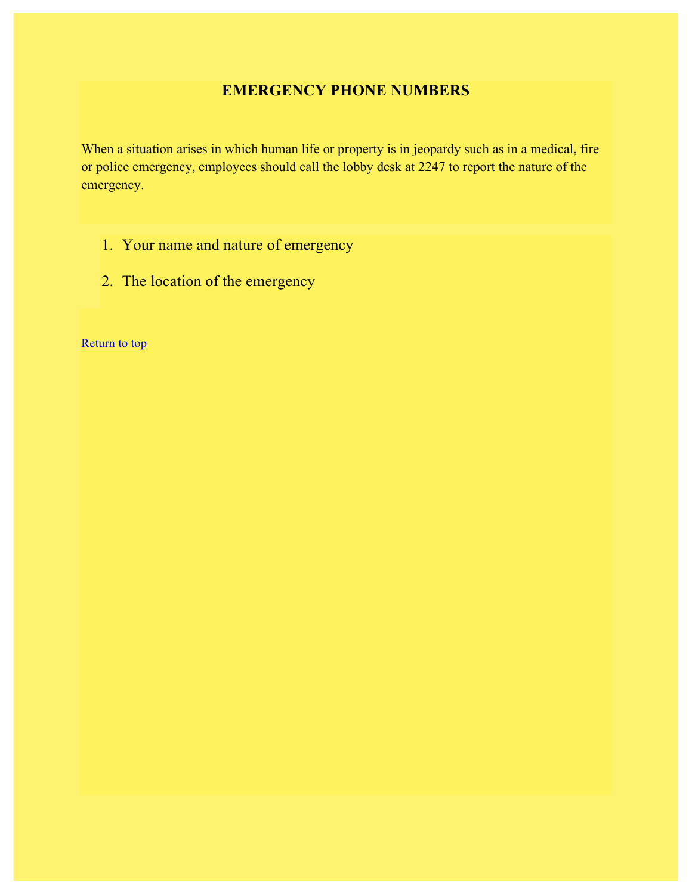# EMERGENCY PHONE NUMBERS

When a situation arises in which human life or property is in jeopardy such as in a medical, fire or police emergency, employees should call the lobby desk at 2247 to report the nature of the emergency.

1. Your name and nature of emergency
2. The location of the emergency

Return to top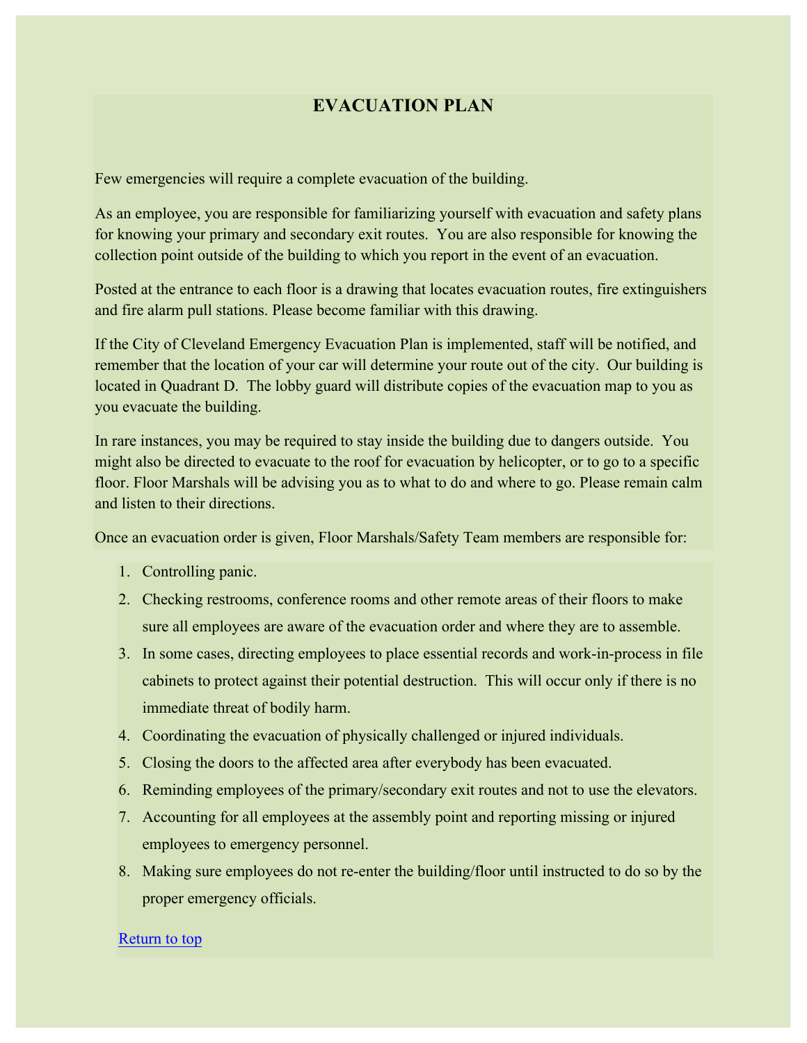# EVACUATION PLAN

Few emergencies will require a complete evacuation of the building.

As an employee, you are responsible for familiarizing yourself with evacuation and safety plans for knowing your primary and secondary exit routes. You are also responsible for knowing the collection point outside of the building to which you report in the event of an evacuation.

Posted at the entrance to each floor is a drawing that locates evacuation routes, fire extinguishers and fire alarm pull stations. Please become familiar with this drawing.

If the City of Cleveland Emergency Evacuation Plan is implemented, staff will be notified, and remember that the location of your car will determine your route out of the city. Our building is located in Quadrant D. The lobby guard will distribute copies of the evacuation map to you as you evacuate the building.

In rare instances, you may be required to stay inside the building due to dangers outside. You might also be directed to evacuate to the roof for evacuation by helicopter, or to go to a specific floor. Floor Marshals will be advising you as to what to do and where to go. Please remain calm and listen to their directions.

Once an evacuation order is given, Floor Marshals/Safety Team members are responsible for:

1. Controlling panic.
2. Checking restrooms, conference rooms and other remote areas of their floors to make sure all employees are aware of the evacuation order and where they are to assemble.
3. In some cases, directing employees to place essential records and work-in-process in file cabinets to protect against their potential destruction. This will occur only if there is no immediate threat of bodily harm.
4. Coordinating the evacuation of physically challenged or injured individuals.
5. Closing the doors to the affected area after everybody has been evacuated.
6. Reminding employees of the primary/secondary exit routes and not to use the elevators.
7. Accounting for all employees at the assembly point and reporting missing or injured employees to emergency personnel.
8. Making sure employees do not re-enter the building/floor until instructed to do so by the proper emergency officials.

Return to top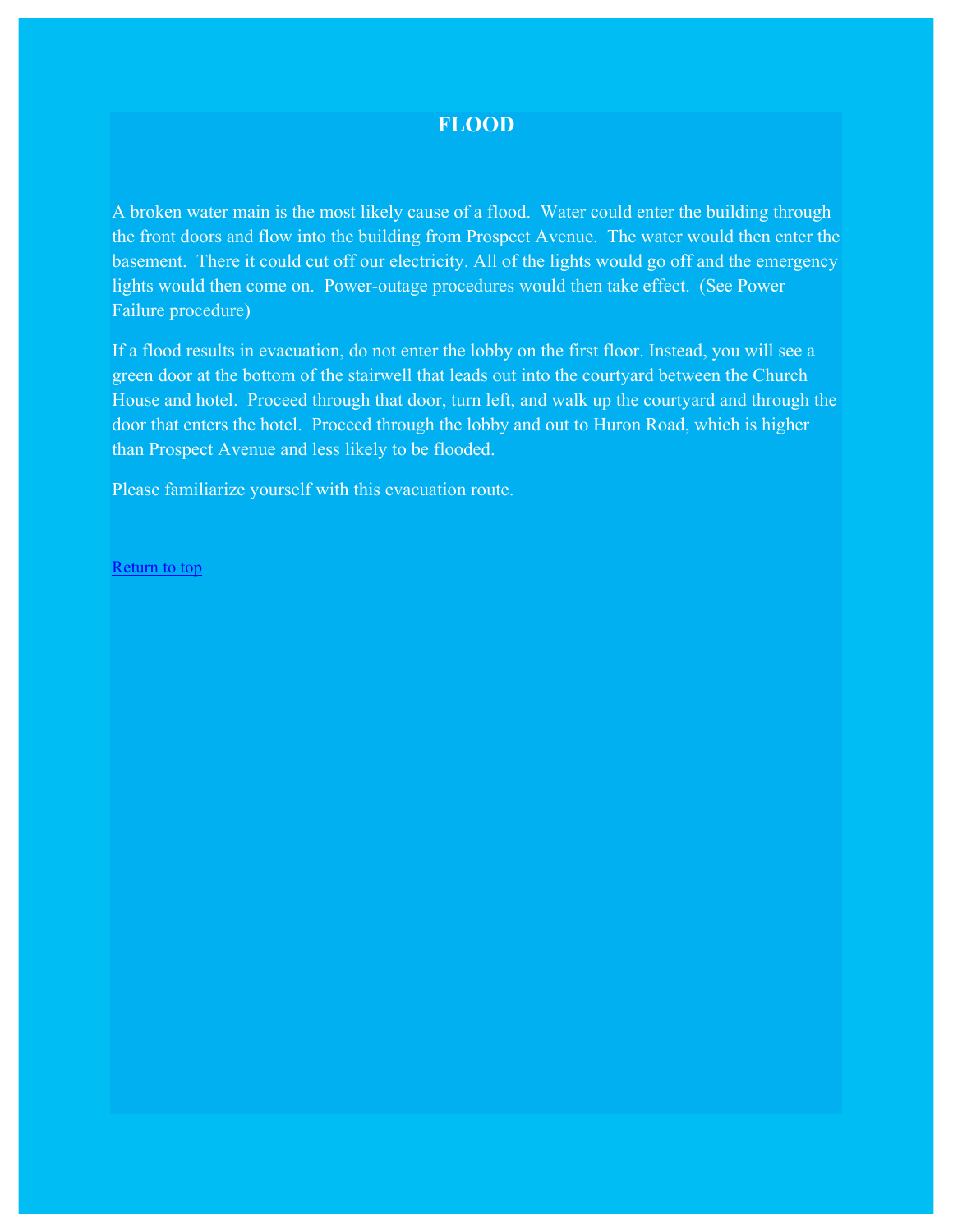# FLOOD

A broken water main is the most likely cause of a flood. Water could enter the building through the front doors and flow into the building from Prospect Avenue. The water would then enter the basement. There it could cut off our electricity. All of the lights would go off and the emergency lights would then come on. Power-outage procedures would then take effect. (See Power Failure procedure)

If a flood results in evacuation, do not enter the lobby on the first floor. Instead, you will see a green door at the bottom of the stairwell that leads out into the courtyard between the Church House and hotel. Proceed through that door, turn left, and walk up the courtyard and through the door that enters the hotel. Proceed through the lobby and out to Huron Road, which is higher than Prospect Avenue and less likely to be flooded.

Please familiarize yourself with this evacuation route.

Return to top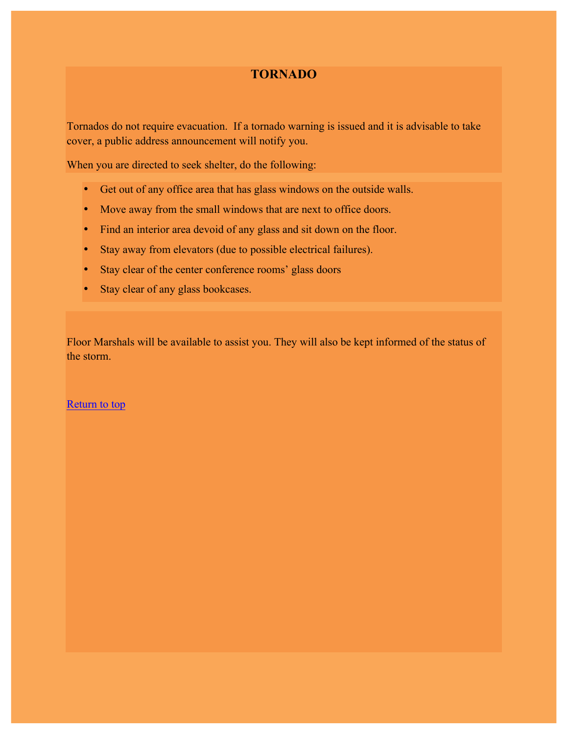# TORNADO

Tornados do not require evacuation. If a tornado warning is issued and it is advisable to take cover, a public address announcement will notify you.

When you are directed to seek shelter, do the following:

- Get out of any office area that has glass windows on the outside walls.
- Move away from the small windows that are next to office doors.
- Find an interior area devoid of any glass and sit down on the floor.
- Stay away from elevators (due to possible electrical failures).
- Stay clear of the center conference rooms' glass doors
- Stay clear of any glass bookcases.

Floor Marshals will be available to assist you. They will also be kept informed of the status of the storm.

Return to top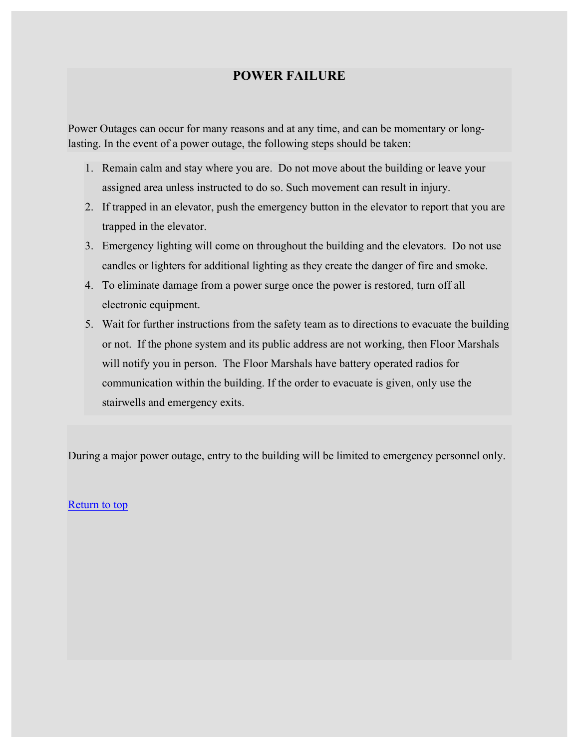# POWER FAILURE

Power Outages can occur for many reasons and at any time, and can be momentary or long-lasting. In the event of a power outage, the following steps should be taken:

1. Remain calm and stay where you are. Do not move about the building or leave your assigned area unless instructed to do so. Such movement can result in injury.
2. If trapped in an elevator, push the emergency button in the elevator to report that you are trapped in the elevator.
3. Emergency lighting will come on throughout the building and the elevators. Do not use candles or lighters for additional lighting as they create the danger of fire and smoke.
4. To eliminate damage from a power surge once the power is restored, turn off all electronic equipment.
5. Wait for further instructions from the safety team as to directions to evacuate the building or not. If the phone system and its public address are not working, then Floor Marshals will notify you in person. The Floor Marshals have battery operated radios for communication within the building. If the order to evacuate is given, only use the stairwells and emergency exits.

During a major power outage, entry to the building will be limited to emergency personnel only.

Return to top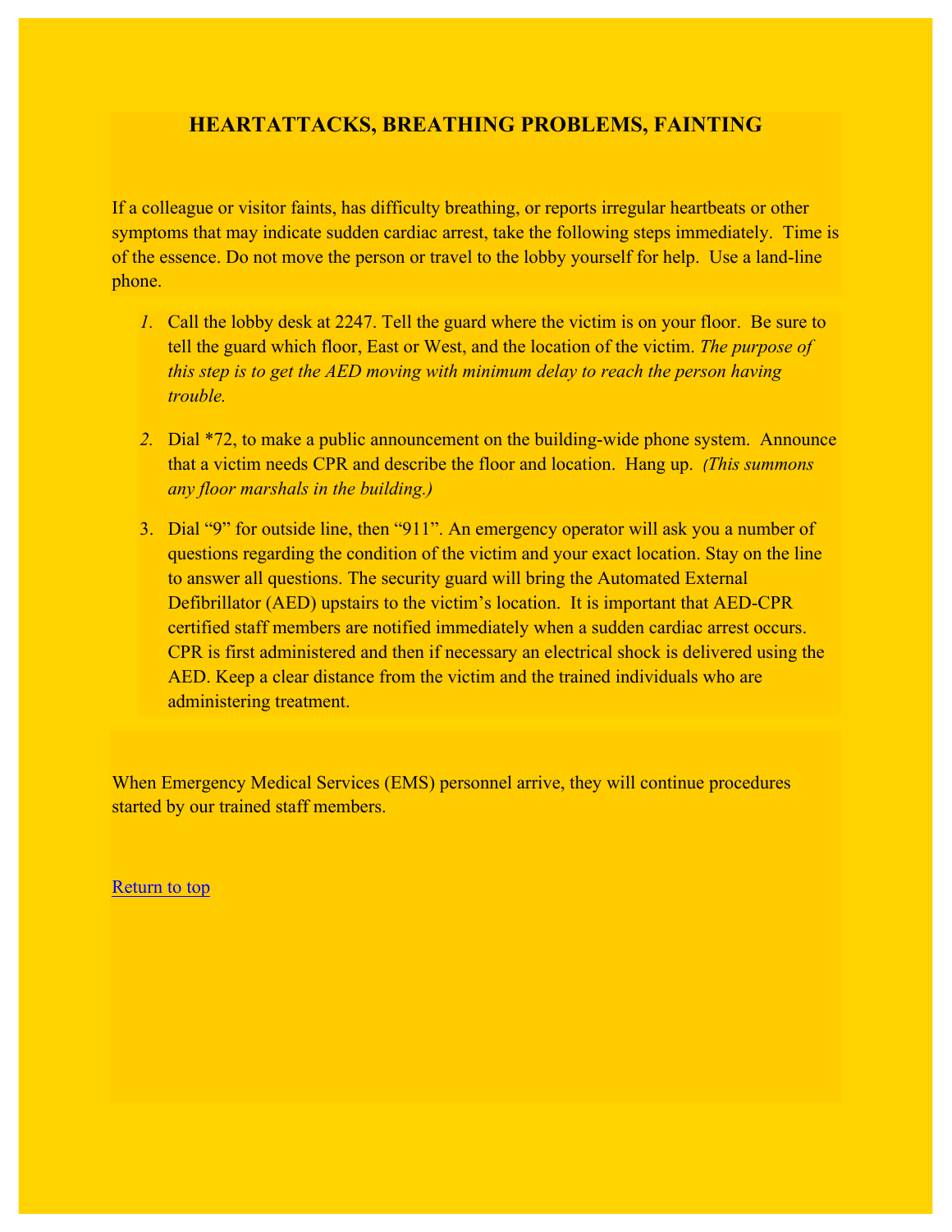## HEARTATTACKS, BREATHING PROBLEMS, FAINTING

If a colleague or visitor faints, has difficulty breathing, or reports irregular heartbeats or other symptoms that may indicate sudden cardiac arrest, take the following steps immediately. Time is of the essence. Do not move the person or travel to the lobby yourself for help. Use a land-line phone.

1. Call the lobby desk at 2247. Tell the guard where the victim is on your floor. Be sure to tell the guard which floor, East or West, and the location of the victim. *The purpose of this step is to get the AED moving with minimum delay to reach the person having trouble.*
2. Dial *72, to make a public announcement on the building-wide phone system. Announce that a victim needs CPR and describe the floor and location. Hang up. *(This summons any floor marshals in the building.)*
3. Dial "9" for outside line, then "911". An emergency operator will ask you a number of questions regarding the condition of the victim and your exact location. Stay on the line to answer all questions. The security guard will bring the Automated External Defibrillator (AED) upstairs to the victim's location. It is important that AED-CPR certified staff members are notified immediately when a sudden cardiac arrest occurs. CPR is first administered and then if necessary an electrical shock is delivered using the AED. Keep a clear distance from the victim and the trained individuals who are administering treatment.

When Emergency Medical Services (EMS) personnel arrive, they will continue procedures started by our trained staff members.

Return to top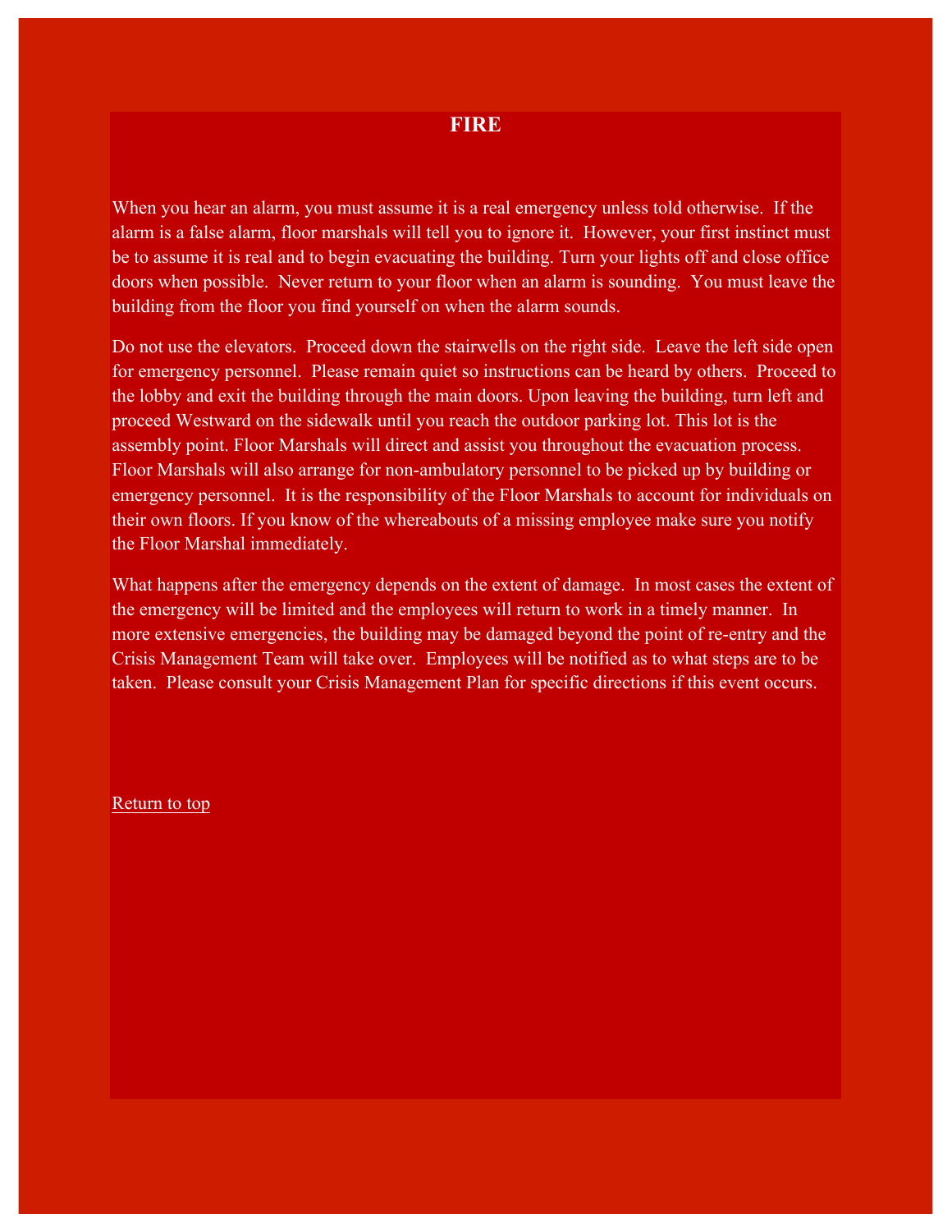# FIRE

When you hear an alarm, you must assume it is a real emergency unless told otherwise. If the alarm is a false alarm, floor marshals will tell you to ignore it. However, your first instinct must be to assume it is real and to begin evacuating the building. Turn your lights off and close office doors when possible. Never return to your floor when an alarm is sounding. You must leave the building from the floor you find yourself on when the alarm sounds.

Do not use the elevators. Proceed down the stairwells on the right side. Leave the left side open for emergency personnel. Please remain quiet so instructions can be heard by others. Proceed to the lobby and exit the building through the main doors. Upon leaving the building, turn left and proceed Westward on the sidewalk until you reach the outdoor parking lot. This lot is the assembly point. Floor Marshals will direct and assist you throughout the evacuation process. Floor Marshals will also arrange for non-ambulatory personnel to be picked up by building or emergency personnel. It is the responsibility of the Floor Marshals to account for individuals on their own floors. If you know of the whereabouts of a missing employee make sure you notify the Floor Marshal immediately.

What happens after the emergency depends on the extent of damage. In most cases the extent of the emergency will be limited and the employees will return to work in a timely manner. In more extensive emergencies, the building may be damaged beyond the point of re-entry and the Crisis Management Team will take over. Employees will be notified as to what steps are to be taken. Please consult your Crisis Management Plan for specific directions if this event occurs.

Return to top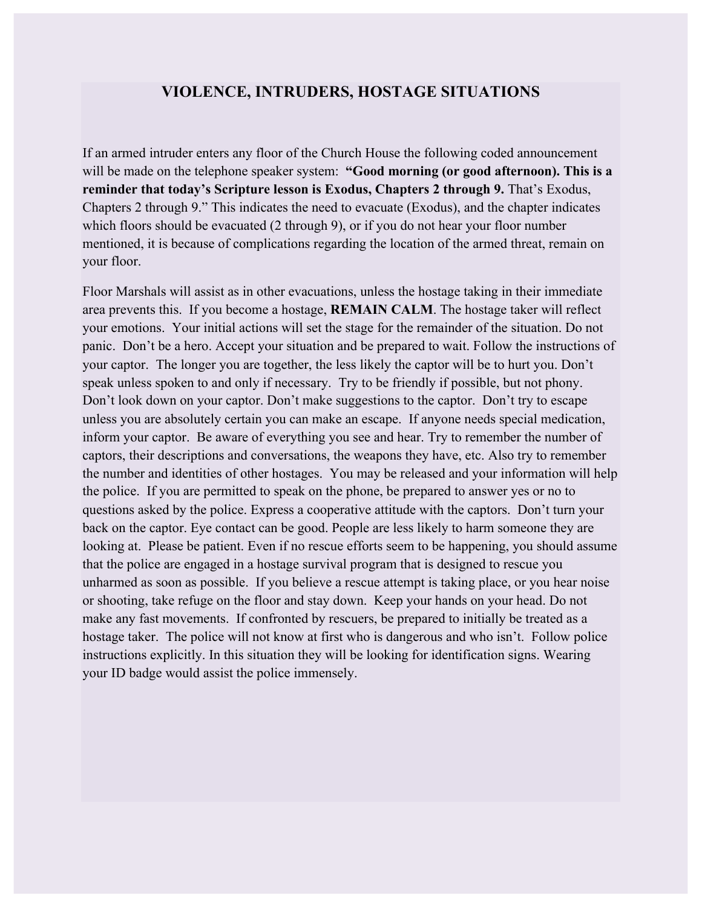# VIOLENCE, INTRUDERS, HOSTAGE SITUATIONS

If an armed intruder enters any floor of the Church House the following coded announcement will be made on the telephone speaker system: **"Good morning (or good afternoon). This is a reminder that today's Scripture lesson is Exodus, Chapters 2 through 9.** That's Exodus, Chapters 2 through 9." This indicates the need to evacuate (Exodus), and the chapter indicates which floors should be evacuated (2 through 9), or if you do not hear your floor number mentioned, it is because of complications regarding the location of the armed threat, remain on your floor.

Floor Marshals will assist as in other evacuations, unless the hostage taking in their immediate area prevents this. If you become a hostage, **REMAIN CALM**. The hostage taker will reflect your emotions. Your initial actions will set the stage for the remainder of the situation. Do not panic. Don't be a hero. Accept your situation and be prepared to wait. Follow the instructions of your captor. The longer you are together, the less likely the captor will be to hurt you. Don't speak unless spoken to and only if necessary. Try to be friendly if possible, but not phony. Don't look down on your captor. Don't make suggestions to the captor. Don't try to escape unless you are absolutely certain you can make an escape. If anyone needs special medication, inform your captor. Be aware of everything you see and hear. Try to remember the number of captors, their descriptions and conversations, the weapons they have, etc. Also try to remember the number and identities of other hostages. You may be released and your information will help the police. If you are permitted to speak on the phone, be prepared to answer yes or no to questions asked by the police. Express a cooperative attitude with the captors. Don't turn your back on the captor. Eye contact can be good. People are less likely to harm someone they are looking at. Please be patient. Even if no rescue efforts seem to be happening, you should assume that the police are engaged in a hostage survival program that is designed to rescue you unharmed as soon as possible. If you believe a rescue attempt is taking place, or you hear noise or shooting, take refuge on the floor and stay down. Keep your hands on your head. Do not make any fast movements. If confronted by rescuers, be prepared to initially be treated as a hostage taker. The police will not know at first who is dangerous and who isn't. Follow police instructions explicitly. In this situation they will be looking for identification signs. Wearing your ID badge would assist the police immensely.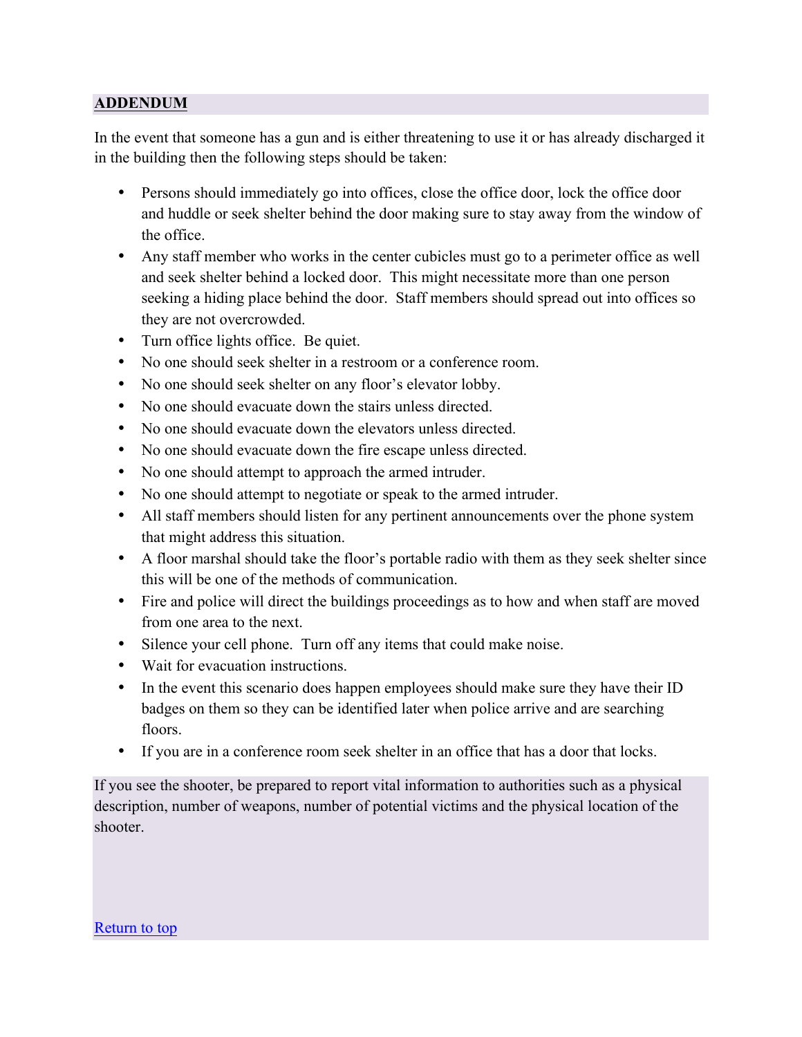**ADDENDUM**

In the event that someone has a gun and is either threatening to use it or has already discharged it in the building then the following steps should be taken:

- Persons should immediately go into offices, close the office door, lock the office door and huddle or seek shelter behind the door making sure to stay away from the window of the office.
- Any staff member who works in the center cubicles must go to a perimeter office as well and seek shelter behind a locked door. This might necessitate more than one person seeking a hiding place behind the door. Staff members should spread out into offices so they are not overcrowded.
- Turn office lights office. Be quiet.
- No one should seek shelter in a restroom or a conference room.
- No one should seek shelter on any floor's elevator lobby.
- No one should evacuate down the stairs unless directed.
- No one should evacuate down the elevators unless directed.
- No one should evacuate down the fire escape unless directed.
- No one should attempt to approach the armed intruder.
- No one should attempt to negotiate or speak to the armed intruder.
- All staff members should listen for any pertinent announcements over the phone system that might address this situation.
- A floor marshal should take the floor's portable radio with them as they seek shelter since this will be one of the methods of communication.
- Fire and police will direct the buildings proceedings as to how and when staff are moved from one area to the next.
- Silence your cell phone. Turn off any items that could make noise.
- Wait for evacuation instructions.
- In the event this scenario does happen employees should make sure they have their ID badges on them so they can be identified later when police arrive and are searching floors.
- If you are in a conference room seek shelter in an office that has a door that locks.

If you see the shooter, be prepared to report vital information to authorities such as a physical description, number of weapons, number of potential victims and the physical location of the shooter.

Return to top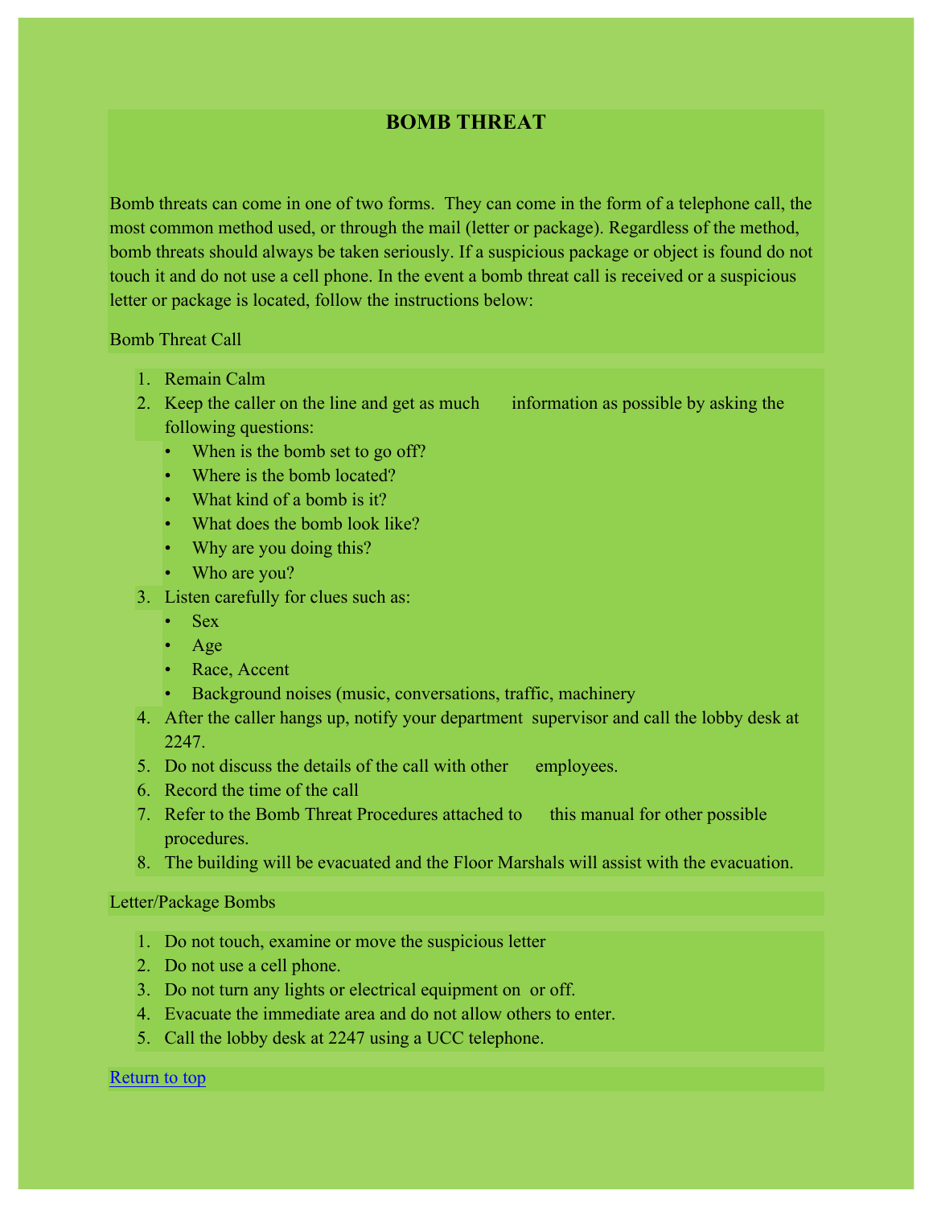## BOMB THREAT

Bomb threats can come in one of two forms. They can come in the form of a telephone call, the most common method used, or through the mail (letter or package). Regardless of the method, bomb threats should always be taken seriously. If a suspicious package or object is found do not touch it and do not use a cell phone. In the event a bomb threat call is received or a suspicious letter or package is located, follow the instructions below:

Bomb Threat Call

1. Remain Calm
2. Keep the caller on the line and get as much information as possible by asking the following questions:
   - When is the bomb set to go off?
   - Where is the bomb located?
   - What kind of a bomb is it?
   - What does the bomb look like?
   - Why are you doing this?
   - Who are you?
3. Listen carefully for clues such as:
   - Sex
   - Age
   - Race, Accent
   - Background noises (music, conversations, traffic, machinery
4. After the caller hangs up, notify your department supervisor and call the lobby desk at 2247.
5. Do not discuss the details of the call with other employees.
6. Record the time of the call
7. Refer to the Bomb Threat Procedures attached to this manual for other possible procedures.
8. The building will be evacuated and the Floor Marshals will assist with the evacuation.

Letter/Package Bombs

1. Do not touch, examine or move the suspicious letter
2. Do not use a cell phone.
3. Do not turn any lights or electrical equipment on or off.
4. Evacuate the immediate area and do not allow others to enter.
5. Call the lobby desk at 2247 using a UCC telephone.

Return to top